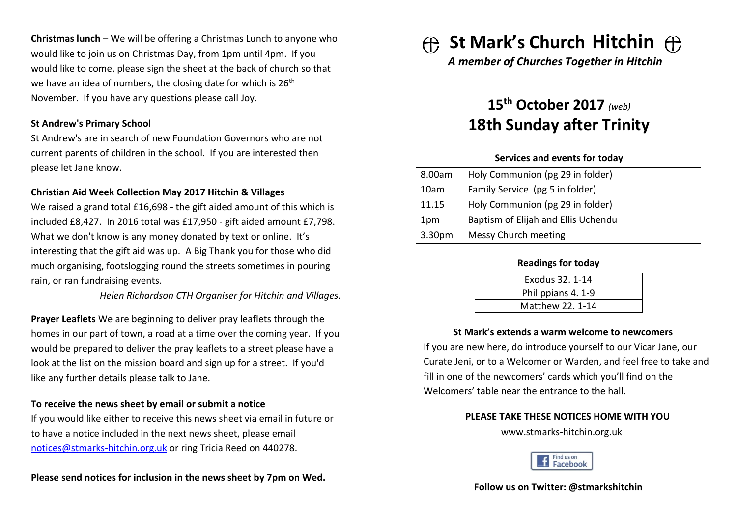**Christmas lunch** – We will be offering a Christmas Lunch to anyone who would like to join us on Christmas Day, from 1pm until 4pm. If you would like to come, please sign the sheet at the back of church so that we have an idea of numbers, the closing date for which is 26th November. If you have any questions please call Joy.

**St Andrew's Primary School**

St Andrew's are in search of new Foundation Governors who are not current parents of children in the school. If you are interested then please let Jane know.

**Christian Aid Week Collection May 2017 Hitchin & Villages**

We raised a grand total £16,698 - the gift aided amount of this which is included £8,427. In 2016 total was £17,950 - gift aided amount £7,798. What we don't know is any money donated by text or online. It's interesting that the gift aid was up. A Big Thank you for those who did much organising, footslogging round the streets sometimes in pouring rain, or ran fundraising events.

*Helen Richardson CTH Organiser for Hitchin and Villages.*

**Prayer Leaflets** We are beginning to deliver pray leaflets through the homes in our part of town, a road at a time over the coming year. If you would be prepared to deliver the pray leaflets to a street please have a look at the list on the mission board and sign up for a street. If you'd like any further details please talk to Jane.

**To receive the news sheet by email or submit a notice**

If you would like either to receive this news sheet via email in future or to have a notice included in the next news sheet, please email notices@stmarks-hitchin.org.uk or ring Tricia Reed on 440278.

**Please send notices for inclusion in the news sheet by 7pm on Wed.**

# St Mark's Church Hitchin

***A member of Churches Together in Hitchin***

## 15th October 2017 *(web)*
## 18th Sunday after Trinity

**Services and events for today**

| | |
|---|---|
| 8.00am | Holy Communion (pg 29 in folder) |
| 10am | Family Service (pg 5 in folder) |
| 11.15 | Holy Communion (pg 29 in folder) |
| 1pm | Baptism of Elijah and Ellis Uchendu |
| 3.30pm | Messy Church meeting |

**Readings for today**

| |
|---|
| Exodus 32. 1-14 |
| Philippians 4. 1-9 |
| Matthew 22. 1-14 |

**St Mark's extends a warm welcome to newcomers**

If you are new here, do introduce yourself to our Vicar Jane, our Curate Jeni, or to a Welcomer or Warden, and feel free to take and fill in one of the newcomers' cards which you'll find on the Welcomers' table near the entrance to the hall.

**PLEASE TAKE THESE NOTICES HOME WITH YOU**

www.stmarks-hitchin.org.uk

Find us on Facebook

**Follow us on Twitter: @stmarkshitchin**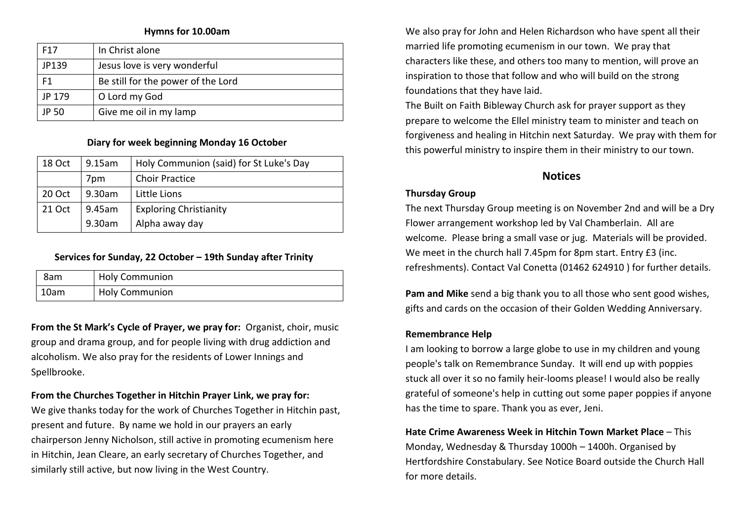**Hymns for 10.00am**

| | |
|---|---|
| F17 | In Christ alone |
| JP139 | Jesus love is very wonderful |
| F1 | Be still for the power of the Lord |
| JP 179 | O Lord my God |
| JP 50 | Give me oil in my lamp |

**Diary for week beginning Monday 16 October**

| | | |
|---|---|---|
| 18 Oct | 9.15am | Holy Communion (said) for St Luke's Day |
| | 7pm | Choir Practice |
| 20 Oct | 9.30am | Little Lions |
| 21 Oct | 9.45am | Exploring Christianity |
| | 9.30am | Alpha away day |

**Services for Sunday, 22 October – 19th Sunday after Trinity**

| | |
|---|---|
| 8am | Holy Communion |
| 10am | Holy Communion |

**From the St Mark's Cycle of Prayer, we pray for:** Organist, choir, music group and drama group, and for people living with drug addiction and alcoholism. We also pray for the residents of Lower Innings and Spellbrooke.

**From the Churches Together in Hitchin Prayer Link, we pray for:**
We give thanks today for the work of Churches Together in Hitchin past, present and future. By name we hold in our prayers an early chairperson Jenny Nicholson, still active in promoting ecumenism here in Hitchin, Jean Cleare, an early secretary of Churches Together, and similarly still active, but now living in the West Country.

We also pray for John and Helen Richardson who have spent all their married life promoting ecumenism in our town. We pray that characters like these, and others too many to mention, will prove an inspiration to those that follow and who will build on the strong foundations that they have laid.
The Built on Faith Bibleway Church ask for prayer support as they prepare to welcome the Ellel ministry team to minister and teach on forgiveness and healing in Hitchin next Saturday. We pray with them for this powerful ministry to inspire them in their ministry to our town.

## Notices

**Thursday Group**
The next Thursday Group meeting is on November 2nd and will be a Dry Flower arrangement workshop led by Val Chamberlain. All are welcome. Please bring a small vase or jug. Materials will be provided. We meet in the church hall 7.45pm for 8pm start. Entry £3 (inc. refreshments). Contact Val Conetta (01462 624910 ) for further details.

**Pam and Mike** send a big thank you to all those who sent good wishes, gifts and cards on the occasion of their Golden Wedding Anniversary.

**Remembrance Help**
I am looking to borrow a large globe to use in my children and young people's talk on Remembrance Sunday. It will end up with poppies stuck all over it so no family heir-looms please! I would also be really grateful of someone's help in cutting out some paper poppies if anyone has the time to spare. Thank you as ever, Jeni.

**Hate Crime Awareness Week in Hitchin Town Market Place** – This Monday, Wednesday & Thursday 1000h – 1400h. Organised by Hertfordshire Constabulary. See Notice Board outside the Church Hall for more details.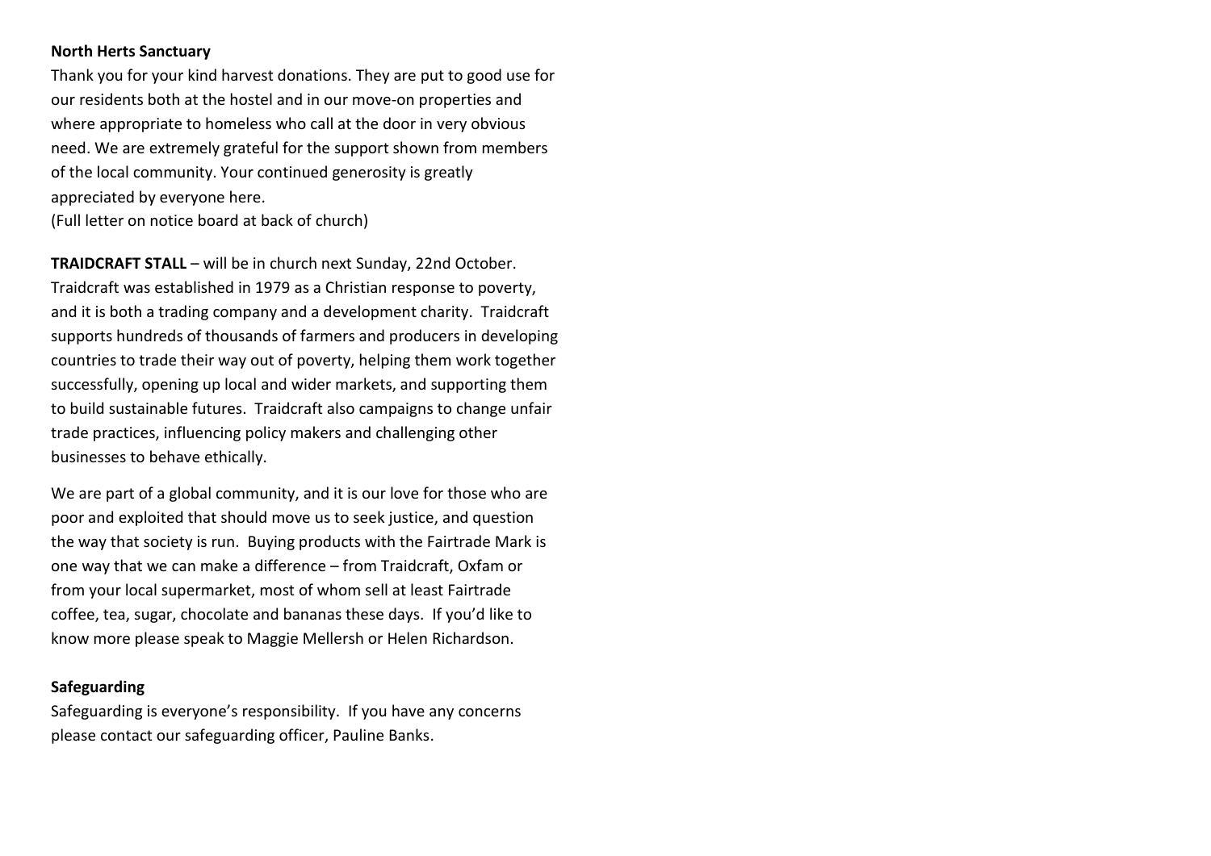**North Herts Sanctuary**

Thank you for your kind harvest donations. They are put to good use for our residents both at the hostel and in our move-on properties and where appropriate to homeless who call at the door in very obvious need. We are extremely grateful for the support shown from members of the local community. Your continued generosity is greatly appreciated by everyone here.

(Full letter on notice board at back of church)

**TRAIDCRAFT STALL** – will be in church next Sunday, 22nd October. Traidcraft was established in 1979 as a Christian response to poverty, and it is both a trading company and a development charity. Traidcraft supports hundreds of thousands of farmers and producers in developing countries to trade their way out of poverty, helping them work together successfully, opening up local and wider markets, and supporting them to build sustainable futures. Traidcraft also campaigns to change unfair trade practices, influencing policy makers and challenging other businesses to behave ethically.

We are part of a global community, and it is our love for those who are poor and exploited that should move us to seek justice, and question the way that society is run. Buying products with the Fairtrade Mark is one way that we can make a difference – from Traidcraft, Oxfam or from your local supermarket, most of whom sell at least Fairtrade coffee, tea, sugar, chocolate and bananas these days. If you'd like to know more please speak to Maggie Mellersh or Helen Richardson.

**Safeguarding**

Safeguarding is everyone's responsibility. If you have any concerns please contact our safeguarding officer, Pauline Banks.